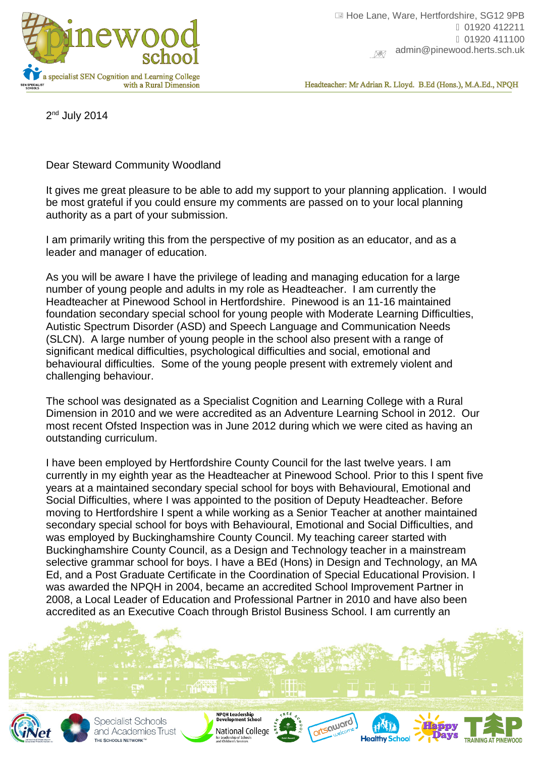Hoe Lane, Ware, Hertfordshire, SG12 9PB
01920 412211
01920 411100
admin@pinewood.herts.sch.uk

Headteacher: Mr Adrian R. Lloyd. B.Ed (Hons.), M.A.Ed., NPQH

2nd July 2014

Dear Steward Community Woodland

It gives me great pleasure to be able to add my support to your planning application. I would be most grateful if you could ensure my comments are passed on to your local planning authority as a part of your submission.

I am primarily writing this from the perspective of my position as an educator, and as a leader and manager of education.

As you will be aware I have the privilege of leading and managing education for a large number of young people and adults in my role as Headteacher. I am currently the Headteacher at Pinewood School in Hertfordshire. Pinewood is an 11-16 maintained foundation secondary special school for young people with Moderate Learning Difficulties, Autistic Spectrum Disorder (ASD) and Speech Language and Communication Needs (SLCN). A large number of young people in the school also present with a range of significant medical difficulties, psychological difficulties and social, emotional and behavioural difficulties. Some of the young people present with extremely violent and challenging behaviour.

The school was designated as a Specialist Cognition and Learning College with a Rural Dimension in 2010 and we were accredited as an Adventure Learning School in 2012. Our most recent Ofsted Inspection was in June 2012 during which we were cited as having an outstanding curriculum.

I have been employed by Hertfordshire County Council for the last twelve years. I am currently in my eighth year as the Headteacher at Pinewood School. Prior to this I spent five years at a maintained secondary special school for boys with Behavioural, Emotional and Social Difficulties, where I was appointed to the position of Deputy Headteacher. Before moving to Hertfordshire I spent a while working as a Senior Teacher at another maintained secondary special school for boys with Behavioural, Emotional and Social Difficulties, and was employed by Buckinghamshire County Council. My teaching career started with Buckinghamshire County Council, as a Design and Technology teacher in a mainstream selective grammar school for boys. I have a BEd (Hons) in Design and Technology, an MA Ed, and a Post Graduate Certificate in the Coordination of Special Educational Provision. I was awarded the NPQH in 2004, became an accredited School Improvement Partner in 2008, a Local Leader of Education and Professional Partner in 2010 and have also been accredited as an Executive Coach through Bristol Business School. I am currently an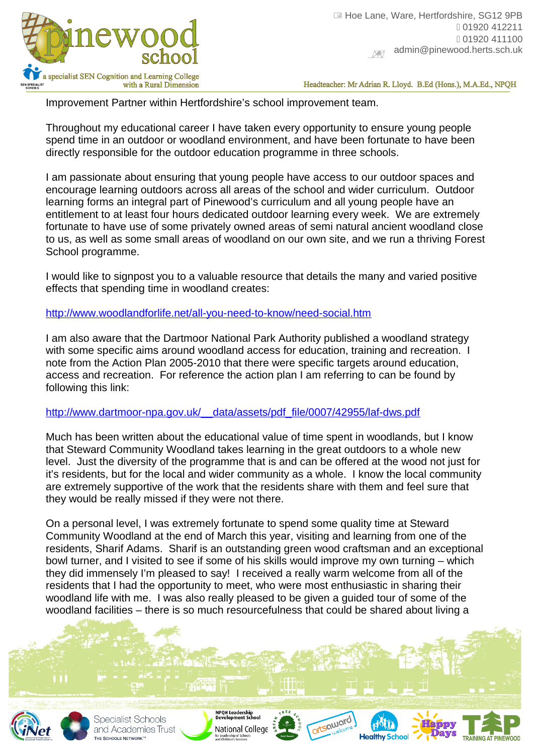Improvement Partner within Hertfordshire's school improvement team.

Throughout my educational career I have taken every opportunity to ensure young people spend time in an outdoor or woodland environment, and have been fortunate to have been directly responsible for the outdoor education programme in three schools.

I am passionate about ensuring that young people have access to our outdoor spaces and encourage learning outdoors across all areas of the school and wider curriculum. Outdoor learning forms an integral part of Pinewood's curriculum and all young people have an entitlement to at least four hours dedicated outdoor learning every week. We are extremely fortunate to have use of some privately owned areas of semi natural ancient woodland close to us, as well as some small areas of woodland on our own site, and we run a thriving Forest School programme.

I would like to signpost you to a valuable resource that details the many and varied positive effects that spending time in woodland creates:

http://www.woodlandforlife.net/all-you-need-to-know/need-social.htm

I am also aware that the Dartmoor National Park Authority published a woodland strategy with some specific aims around woodland access for education, training and recreation. I note from the Action Plan 2005-2010 that there were specific targets around education, access and recreation. For reference the action plan I am referring to can be found by following this link:

http://www.dartmoor-npa.gov.uk/__data/assets/pdf_file/0007/42955/laf-dws.pdf

Much has been written about the educational value of time spent in woodlands, but I know that Steward Community Woodland takes learning in the great outdoors to a whole new level. Just the diversity of the programme that is and can be offered at the wood not just for it's residents, but for the local and wider community as a whole. I know the local community are extremely supportive of the work that the residents share with them and feel sure that they would be really missed if they were not there.

On a personal level, I was extremely fortunate to spend some quality time at Steward Community Woodland at the end of March this year, visiting and learning from one of the residents, Sharif Adams. Sharif is an outstanding green wood craftsman and an exceptional bowl turner, and I visited to see if some of his skills would improve my own turning – which they did immensely I'm pleased to say! I received a really warm welcome from all of the residents that I had the opportunity to meet, who were most enthusiastic in sharing their woodland life with me. I was also really pleased to be given a guided tour of some of the woodland facilities – there is so much resourcefulness that could be shared about living a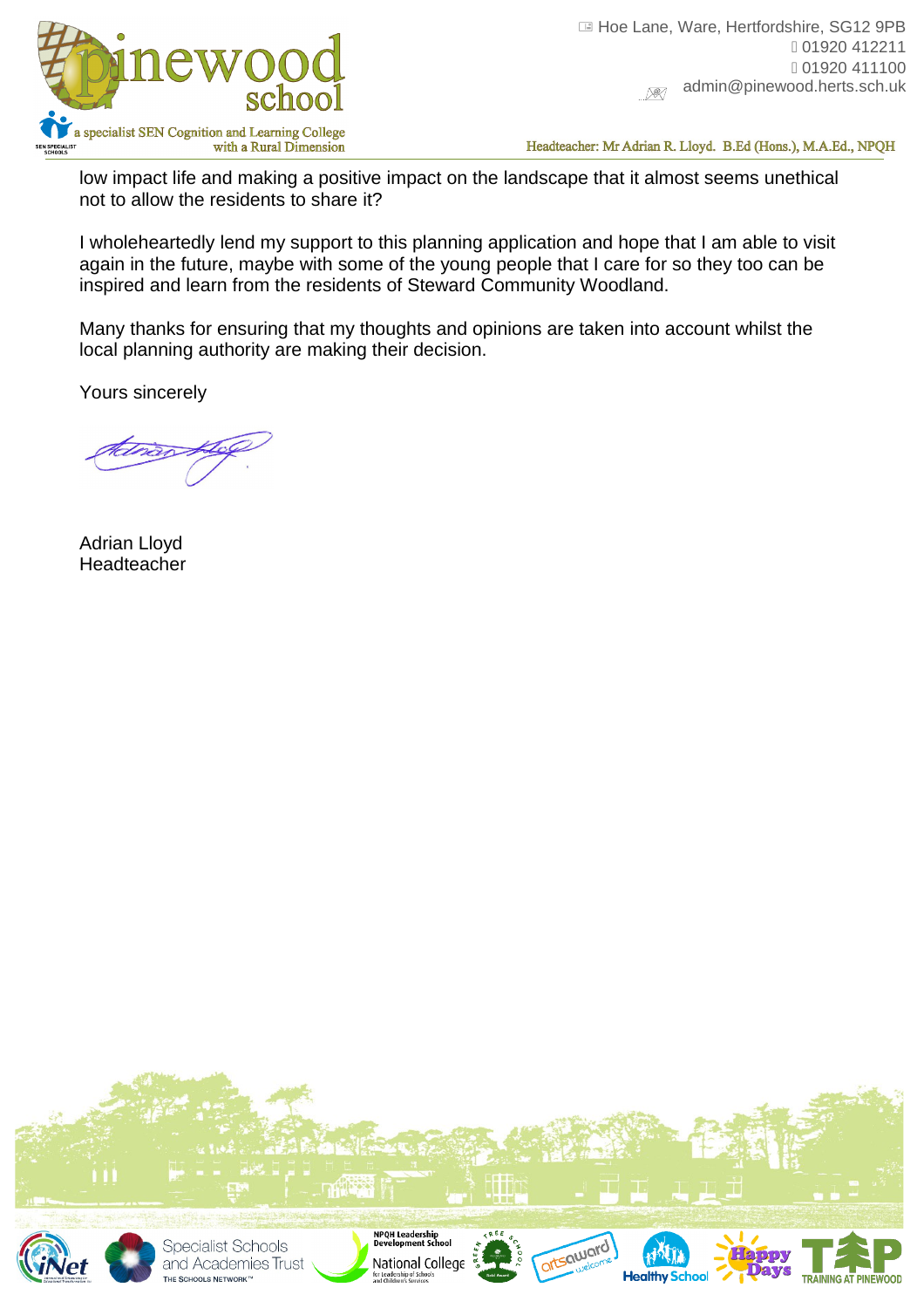low impact life and making a positive impact on the landscape that it almost seems unethical not to allow the residents to share it?

I wholeheartedly lend my support to this planning application and hope that I am able to visit again in the future, maybe with some of the young people that I care for so they too can be inspired and learn from the residents of Steward Community Woodland.

Many thanks for ensuring that my thoughts and opinions are taken into account whilst the local planning authority are making their decision.

Yours sincerely

Adrian Lloyd
Headteacher